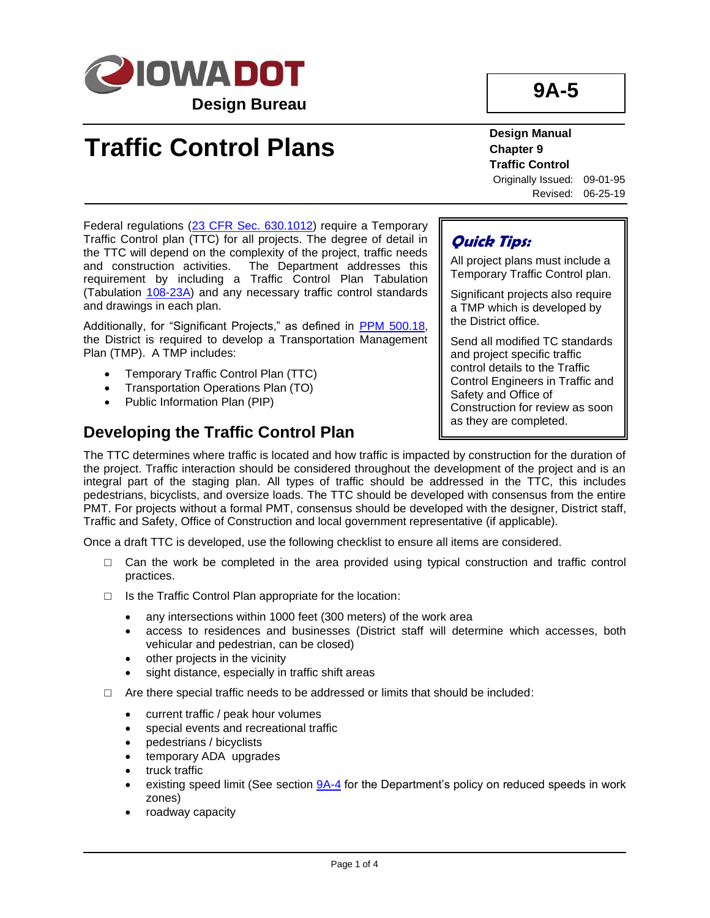IOWA DOT

**Design Bureau**

**9A-5**

# Traffic Control Plans

**Design Manual**
**Chapter 9**
**Traffic Control**
Originally Issued: 09-01-95
Revised: 06-25-19

Federal regulations (23 CFR Sec. 630.1012) require a Temporary Traffic Control plan (TTC) for all projects. The degree of detail in the TTC will depend on the complexity of the project, traffic needs and construction activities. The Department addresses this requirement by including a Traffic Control Plan Tabulation (Tabulation 108-23A) and any necessary traffic control standards and drawings in each plan.

Additionally, for "Significant Projects," as defined in PPM 500.18, the District is required to develop a Transportation Management Plan (TMP). A TMP includes:

- Temporary Traffic Control Plan (TTC)
- Transportation Operations Plan (TO)
- Public Information Plan (PIP)

> ***Quick Tips:***
>
> All project plans must include a Temporary Traffic Control plan.
>
> Significant projects also require a TMP which is developed by the District office.
>
> Send all modified TC standards and project specific traffic control details to the Traffic Control Engineers in Traffic and Safety and Office of Construction for review as soon as they are completed.

## Developing the Traffic Control Plan

The TTC determines where traffic is located and how traffic is impacted by construction for the duration of the project. Traffic interaction should be considered throughout the development of the project and is an integral part of the staging plan. All types of traffic should be addressed in the TTC, this includes pedestrians, bicyclists, and oversize loads. The TTC should be developed with consensus from the entire PMT. For projects without a formal PMT, consensus should be developed with the designer, District staff, Traffic and Safety, Office of Construction and local government representative (if applicable).

Once a draft TTC is developed, use the following checklist to ensure all items are considered.

- ☐ Can the work be completed in the area provided using typical construction and traffic control practices.
- ☐ Is the Traffic Control Plan appropriate for the location:
  - any intersections within 1000 feet (300 meters) of the work area
  - access to residences and businesses (District staff will determine which accesses, both vehicular and pedestrian, can be closed)
  - other projects in the vicinity
  - sight distance, especially in traffic shift areas
- ☐ Are there special traffic needs to be addressed or limits that should be included:
  - current traffic / peak hour volumes
  - special events and recreational traffic
  - pedestrians / bicyclists
  - temporary ADA upgrades
  - truck traffic
  - existing speed limit (See section 9A-4 for the Department's policy on reduced speeds in work zones)
  - roadway capacity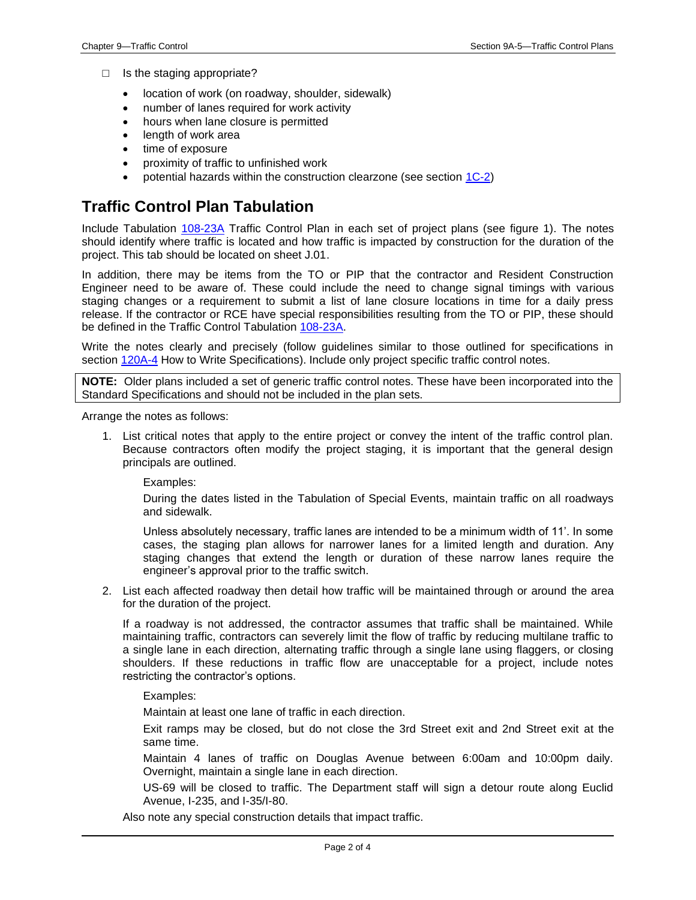□ Is the staging appropriate?

- location of work (on roadway, shoulder, sidewalk)
- number of lanes required for work activity
- hours when lane closure is permitted
- length of work area
- time of exposure
- proximity of traffic to unfinished work
- potential hazards within the construction clearzone (see section 1C-2)

## Traffic Control Plan Tabulation

Include Tabulation 108-23A Traffic Control Plan in each set of project plans (see figure 1). The notes should identify where traffic is located and how traffic is impacted by construction for the duration of the project. This tab should be located on sheet J.01.

In addition, there may be items from the TO or PIP that the contractor and Resident Construction Engineer need to be aware of. These could include the need to change signal timings with various staging changes or a requirement to submit a list of lane closure locations in time for a daily press release. If the contractor or RCE have special responsibilities resulting from the TO or PIP, these should be defined in the Traffic Control Tabulation 108-23A.

Write the notes clearly and precisely (follow guidelines similar to those outlined for specifications in section 120A-4 How to Write Specifications). Include only project specific traffic control notes.

**NOTE:** Older plans included a set of generic traffic control notes. These have been incorporated into the Standard Specifications and should not be included in the plan sets.

Arrange the notes as follows:

1. List critical notes that apply to the entire project or convey the intent of the traffic control plan. Because contractors often modify the project staging, it is important that the general design principals are outlined.

   Examples:

   During the dates listed in the Tabulation of Special Events, maintain traffic on all roadways and sidewalk.

   Unless absolutely necessary, traffic lanes are intended to be a minimum width of 11'. In some cases, the staging plan allows for narrower lanes for a limited length and duration. Any staging changes that extend the length or duration of these narrow lanes require the engineer's approval prior to the traffic switch.

2. List each affected roadway then detail how traffic will be maintained through or around the area for the duration of the project.

   If a roadway is not addressed, the contractor assumes that traffic shall be maintained. While maintaining traffic, contractors can severely limit the flow of traffic by reducing multilane traffic to a single lane in each direction, alternating traffic through a single lane using flaggers, or closing shoulders. If these reductions in traffic flow are unacceptable for a project, include notes restricting the contractor's options.

   Examples:

   Maintain at least one lane of traffic in each direction.

   Exit ramps may be closed, but do not close the 3rd Street exit and 2nd Street exit at the same time.

   Maintain 4 lanes of traffic on Douglas Avenue between 6:00am and 10:00pm daily. Overnight, maintain a single lane in each direction.

   US-69 will be closed to traffic. The Department staff will sign a detour route along Euclid Avenue, I-235, and I-35/I-80.

   Also note any special construction details that impact traffic.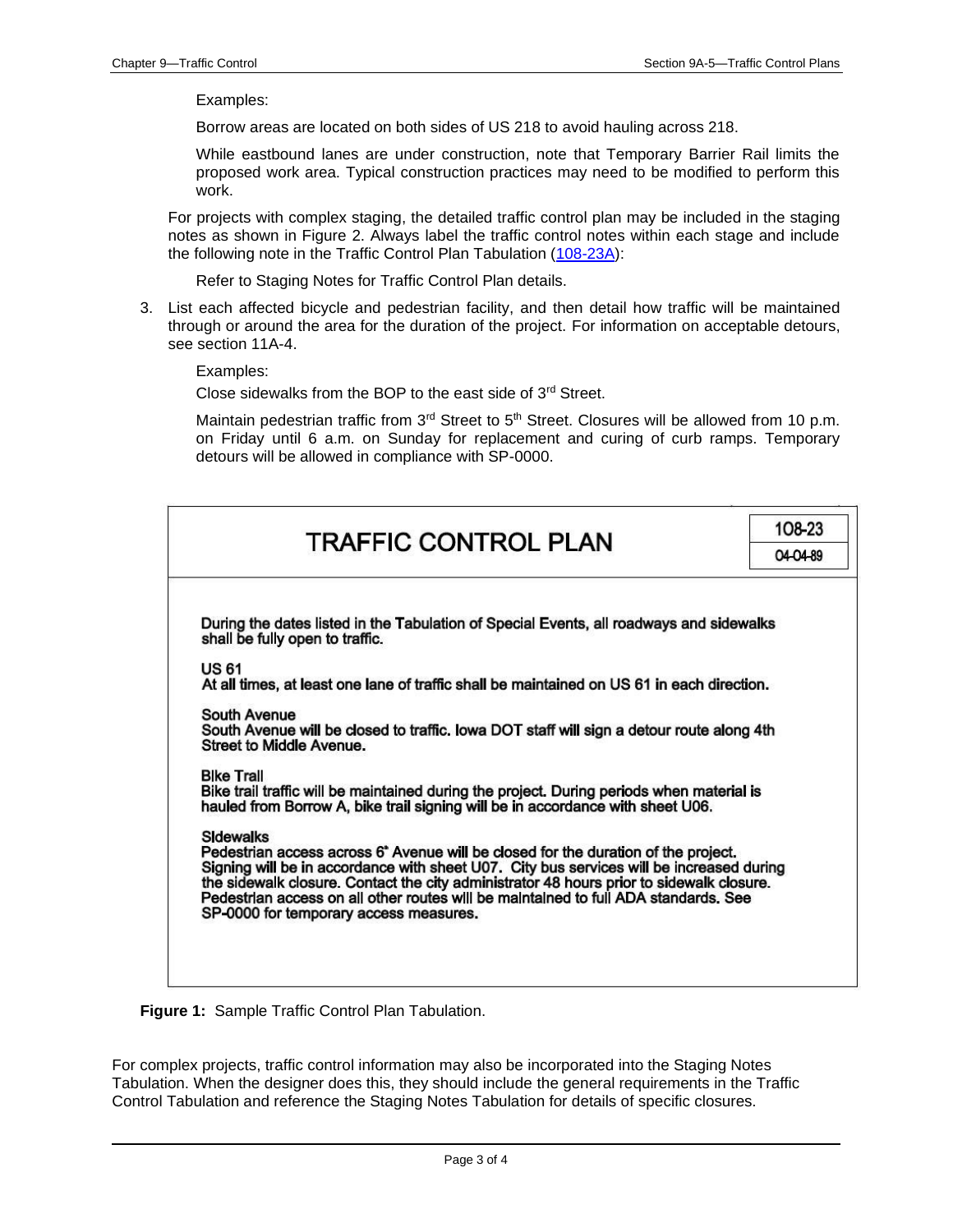Examples:

Borrow areas are located on both sides of US 218 to avoid hauling across 218.

While eastbound lanes are under construction, note that Temporary Barrier Rail limits the proposed work area. Typical construction practices may need to be modified to perform this work.

For projects with complex staging, the detailed traffic control plan may be included in the staging notes as shown in Figure 2. Always label the traffic control notes within each stage and include the following note in the Traffic Control Plan Tabulation (108-23A):

Refer to Staging Notes for Traffic Control Plan details.

3. List each affected bicycle and pedestrian facility, and then detail how traffic will be maintained through or around the area for the duration of the project. For information on acceptable detours, see section 11A-4.

   Examples:

   Close sidewalks from the BOP to the east side of 3rd Street.

   Maintain pedestrian traffic from 3rd Street to 5th Street. Closures will be allowed from 10 p.m. on Friday until 6 a.m. on Sunday for replacement and curing of curb ramps. Temporary detours will be allowed in compliance with SP-0000.

**TRAFFIC CONTROL PLAN** — 108-23 — 04-04-89

During the dates listed in the Tabulation of Special Events, all roadways and sidewalks shall be fully open to traffic.

US 61
At all times, at least one lane of traffic shall be maintained on US 61 in each direction.

South Avenue
South Avenue will be closed to traffic. Iowa DOT staff will sign a detour route along 4th Street to Middle Avenue.

Bike Trail
Bike trail traffic will be maintained during the project. During periods when material is hauled from Borrow A, bike trail signing will be in accordance with sheet U06.

Sidewalks
Pedestrian access across 6th Avenue will be closed for the duration of the project. Signing will be in accordance with sheet U07. City bus services will be increased during the sidewalk closure. Contact the city administrator 48 hours prior to sidewalk closure. Pedestrian access on all other routes will be maintained to full ADA standards. See SP-0000 for temporary access measures.

**Figure 1:** Sample Traffic Control Plan Tabulation.

For complex projects, traffic control information may also be incorporated into the Staging Notes Tabulation. When the designer does this, they should include the general requirements in the Traffic Control Tabulation and reference the Staging Notes Tabulation for details of specific closures.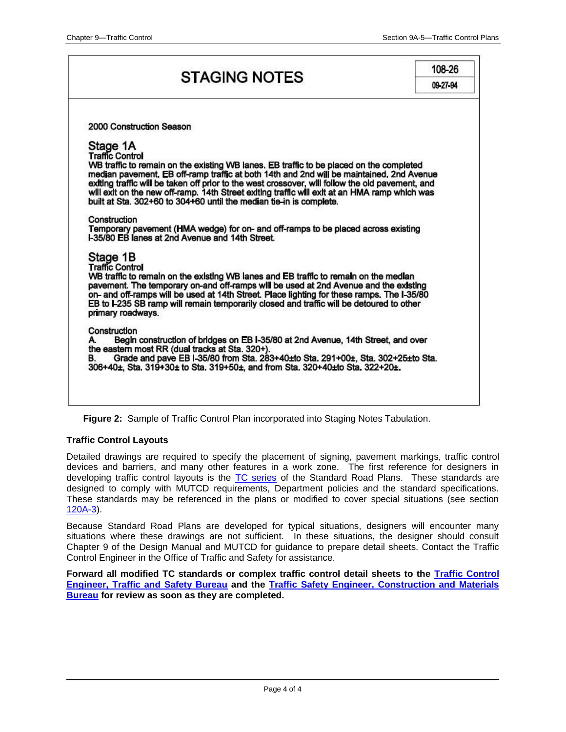**STAGING NOTES** | 108-26 | 09-27-94

2000 Construction Season

**Stage 1A**

**Traffic Control**

WB traffic to remain on the existing WB lanes. EB traffic to be placed on the completed median pavement. EB off-ramp traffic at both 14th and 2nd will be maintained. 2nd Avenue exiting traffic will be taken off prior to the west crossover, will follow the old pavement, and will exit on the new off-ramp. 14th Street exiting traffic will exit at an HMA ramp which was built at Sta. 302+60 to 304+60 until the median tie-in is complete.

Construction

Temporary pavement (HMA wedge) for on- and off-ramps to be placed across existing I-35/80 EB lanes at 2nd Avenue and 14th Street.

**Stage 1B**

**Traffic Control**

WB traffic to remain on the existing WB lanes and EB traffic to remain on the median pavement. The temporary on-and off-ramps will be used at 2nd Avenue and the existing on- and off-ramps will be used at 14th Street. Place lighting for these ramps. The I-35/80 EB to I-235 SB ramp will remain temporarily closed and traffic will be detoured to other primary roadways.

Construction

A. Begin construction of bridges on EB I-35/80 at 2nd Avenue, 14th Street, and over the eastern most RR (dual tracks at Sta. 320+).

B. Grade and pave EB I-35/80 from Sta. 283+40±to Sta. 291+00±, Sta. 302+25±to Sta. 306+40±, Sta. 319+30± to Sta. 319+50±, and from Sta. 320+40±to Sta. 322+20±.

**Figure 2:** Sample of Traffic Control Plan incorporated into Staging Notes Tabulation.

### Traffic Control Layouts

Detailed drawings are required to specify the placement of signing, pavement markings, traffic control devices and barriers, and many other features in a work zone. The first reference for designers in developing traffic control layouts is the TC series of the Standard Road Plans. These standards are designed to comply with MUTCD requirements, Department policies and the standard specifications. These standards may be referenced in the plans or modified to cover special situations (see section 120A-3).

Because Standard Road Plans are developed for typical situations, designers will encounter many situations where these drawings are not sufficient. In these situations, the designer should consult Chapter 9 of the Design Manual and MUTCD for guidance to prepare detail sheets. Contact the Traffic Control Engineer in the Office of Traffic and Safety for assistance.

**Forward all modified TC standards or complex traffic control detail sheets to the Traffic Control Engineer, Traffic and Safety Bureau and the Traffic Safety Engineer, Construction and Materials Bureau for review as soon as they are completed.**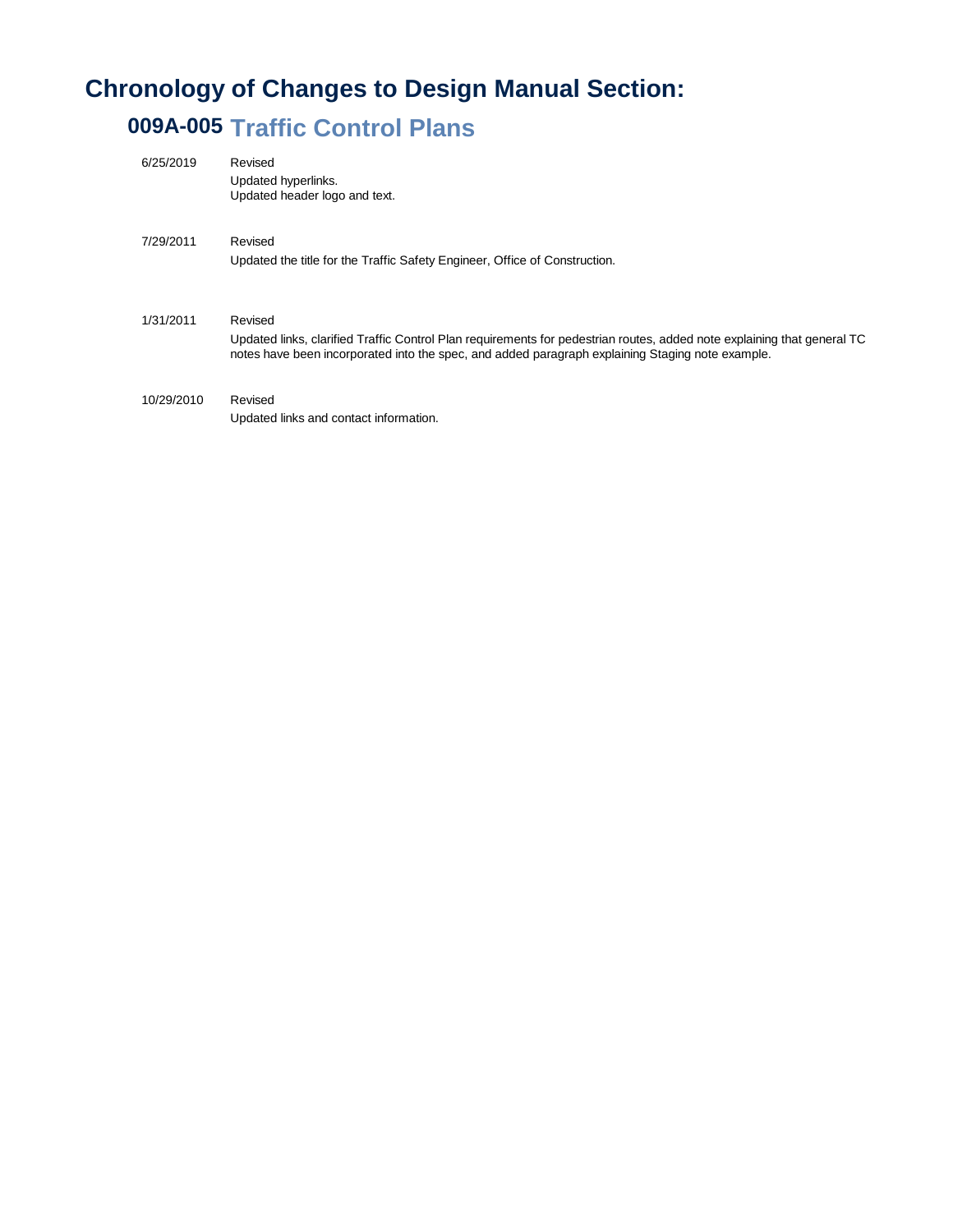# Chronology of Changes to Design Manual Section:

## 009A-005 Traffic Control Plans

| | | |
|---|---|---|
| 6/25/2019 | Revised | Updated hyperlinks.<br>Updated header logo and text. |
| 7/29/2011 | Revised | Updated the title for the Traffic Safety Engineer, Office of Construction. |
| 1/31/2011 | Revised | Updated links, clarified Traffic Control Plan requirements for pedestrian routes, added note explaining that general TC notes have been incorporated into the spec, and added paragraph explaining Staging note example. |
| 10/29/2010 | Revised | Updated links and contact information. |